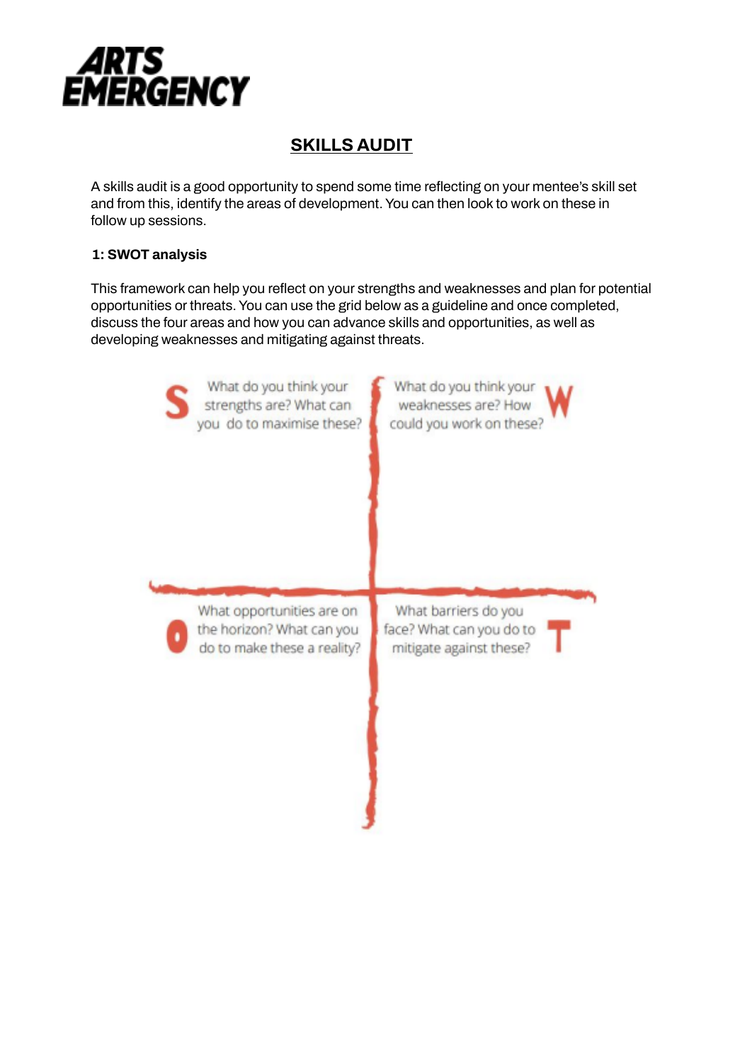ARTS EMERGENCY

# SKILLS AUDIT

A skills audit is a good opportunity to spend some time reflecting on your mentee's skill set and from this, identify the areas of development. You can then look to work on these in follow up sessions.

**1: SWOT analysis**

This framework can help you reflect on your strengths and weaknesses and plan for potential opportunities or threats. You can use the grid below as a guideline and once completed, discuss the four areas and how you can advance skills and opportunities, as well as developing weaknesses and mitigating against threats.

| | |
|---|---|
| **S** What do you think your strengths are? What can you do to maximise these? | What do you think your weaknesses are? How could you work on these? **W** |
| **O** What opportunities are on the horizon? What can you do to make these a reality? | What barriers do you face? What can you do to mitigate against these? **T** |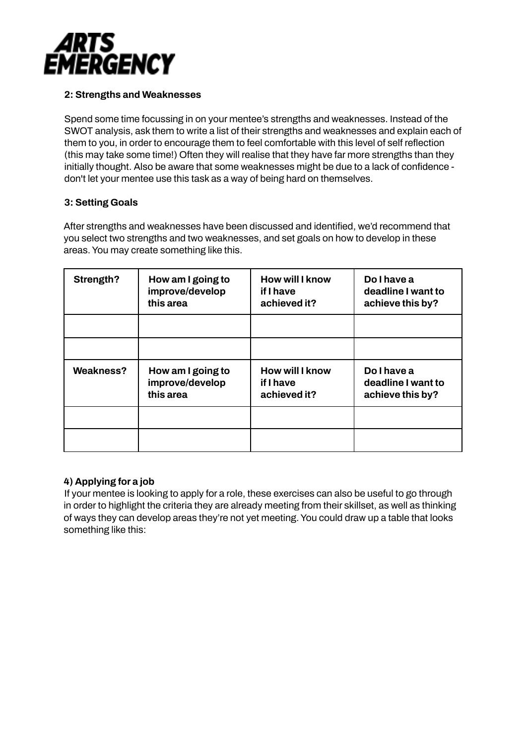**ARTS EMERGENCY**

**2: Strengths and Weaknesses**

Spend some time focussing in on your mentee's strengths and weaknesses. Instead of the SWOT analysis, ask them to write a list of their strengths and weaknesses and explain each of them to you, in order to encourage them to feel comfortable with this level of self reflection (this may take some time!) Often they will realise that they have far more strengths than they initially thought. Also be aware that some weaknesses might be due to a lack of confidence - don't let your mentee use this task as a way of being hard on themselves.

**3: Setting Goals**

After strengths and weaknesses have been discussed and identified, we'd recommend that you select two strengths and two weaknesses, and set goals on how to develop in these areas. You may create something like this.

| **Strength?** | **How am I going to improve/develop this area** | **How will I know if I have achieved it?** | **Do I have a deadline I want to achieve this by?** |
|---|---|---|---|
| | | | |
| | | | |
| **Weakness?** | **How am I going to improve/develop this area** | **How will I know if I have achieved it?** | **Do I have a deadline I want to achieve this by?** |
| | | | |
| | | | |

**4) Applying for a job**

If your mentee is looking to apply for a role, these exercises can also be useful to go through in order to highlight the criteria they are already meeting from their skillset, as well as thinking of ways they can develop areas they're not yet meeting. You could draw up a table that looks something like this: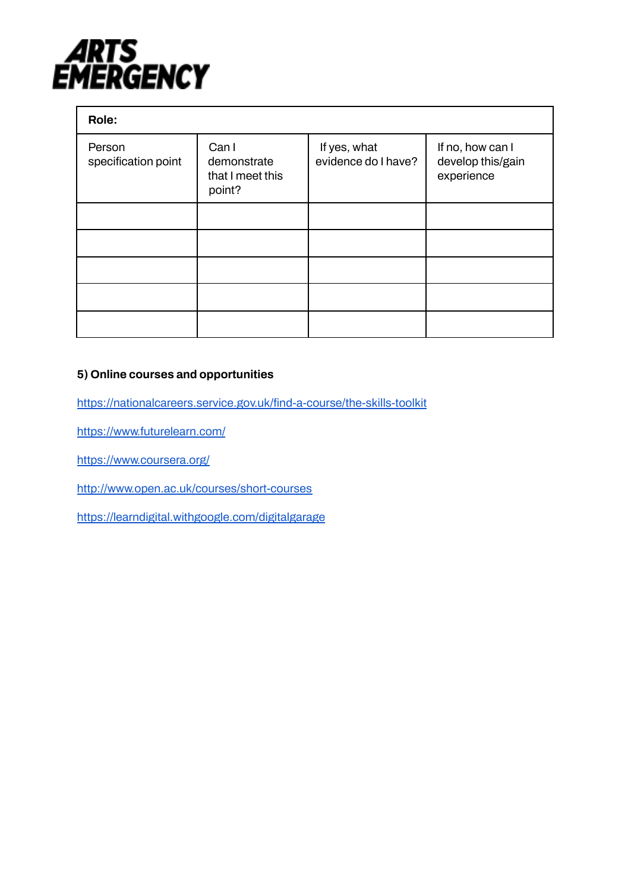ARTS EMERGENCY

| Role: | | | |
|---|---|---|---|
| Person specification point | Can I demonstrate that I meet this point? | If yes, what evidence do I have? | If no, how can I develop this/gain experience |
| | | | |
| | | | |
| | | | |
| | | | |
| | | | |

**5) Online courses and opportunities**

https://nationalcareers.service.gov.uk/find-a-course/the-skills-toolkit

https://www.futurelearn.com/

https://www.coursera.org/

http://www.open.ac.uk/courses/short-courses

https://learndigital.withgoogle.com/digitalgarage